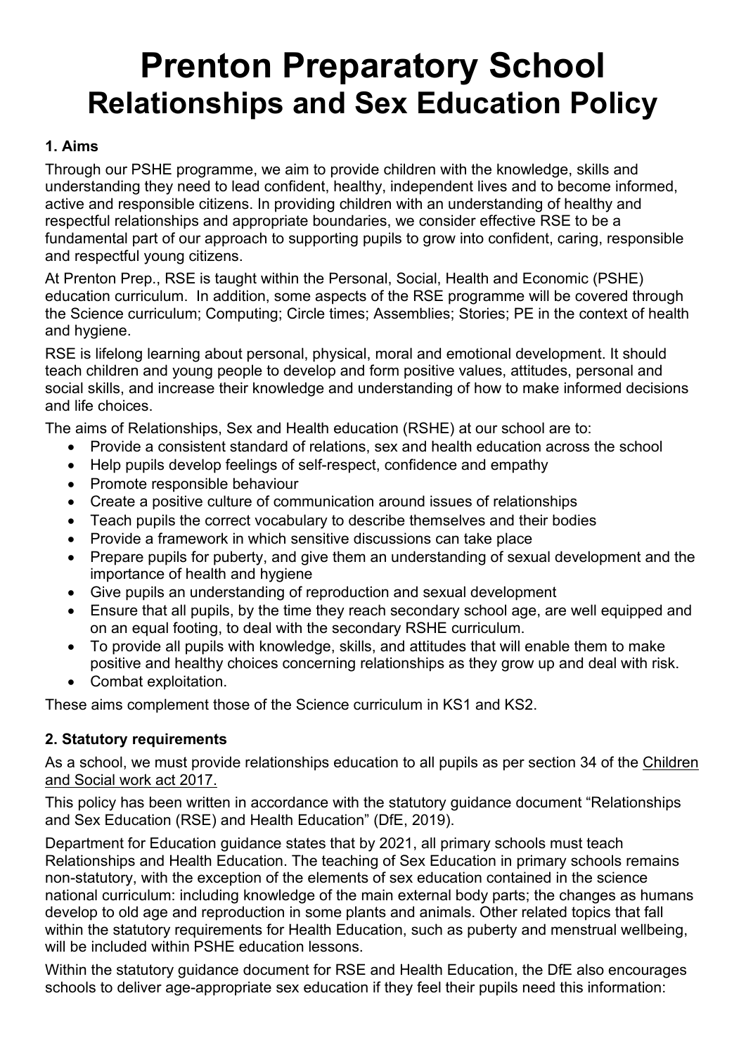# Prenton Preparatory School
## Relationships and Sex Education Policy

### 1. Aims

Through our PSHE programme, we aim to provide children with the knowledge, skills and understanding they need to lead confident, healthy, independent lives and to become informed, active and responsible citizens. In providing children with an understanding of healthy and respectful relationships and appropriate boundaries, we consider effective RSE to be a fundamental part of our approach to supporting pupils to grow into confident, caring, responsible and respectful young citizens.

At Prenton Prep., RSE is taught within the Personal, Social, Health and Economic (PSHE) education curriculum. In addition, some aspects of the RSE programme will be covered through the Science curriculum; Computing; Circle times; Assemblies; Stories; PE in the context of health and hygiene.

RSE is lifelong learning about personal, physical, moral and emotional development. It should teach children and young people to develop and form positive values, attitudes, personal and social skills, and increase their knowledge and understanding of how to make informed decisions and life choices.

The aims of Relationships, Sex and Health education (RSHE) at our school are to:

- Provide a consistent standard of relations, sex and health education across the school
- Help pupils develop feelings of self-respect, confidence and empathy
- Promote responsible behaviour
- Create a positive culture of communication around issues of relationships
- Teach pupils the correct vocabulary to describe themselves and their bodies
- Provide a framework in which sensitive discussions can take place
- Prepare pupils for puberty, and give them an understanding of sexual development and the importance of health and hygiene
- Give pupils an understanding of reproduction and sexual development
- Ensure that all pupils, by the time they reach secondary school age, are well equipped and on an equal footing, to deal with the secondary RSHE curriculum.
- To provide all pupils with knowledge, skills, and attitudes that will enable them to make positive and healthy choices concerning relationships as they grow up and deal with risk.
- Combat exploitation.

These aims complement those of the Science curriculum in KS1 and KS2.

### 2. Statutory requirements

As a school, we must provide relationships education to all pupils as per section 34 of the Children and Social work act 2017.

This policy has been written in accordance with the statutory guidance document "Relationships and Sex Education (RSE) and Health Education" (DfE, 2019).

Department for Education guidance states that by 2021, all primary schools must teach Relationships and Health Education. The teaching of Sex Education in primary schools remains non-statutory, with the exception of the elements of sex education contained in the science national curriculum: including knowledge of the main external body parts; the changes as humans develop to old age and reproduction in some plants and animals. Other related topics that fall within the statutory requirements for Health Education, such as puberty and menstrual wellbeing, will be included within PSHE education lessons.

Within the statutory guidance document for RSE and Health Education, the DfE also encourages schools to deliver age-appropriate sex education if they feel their pupils need this information: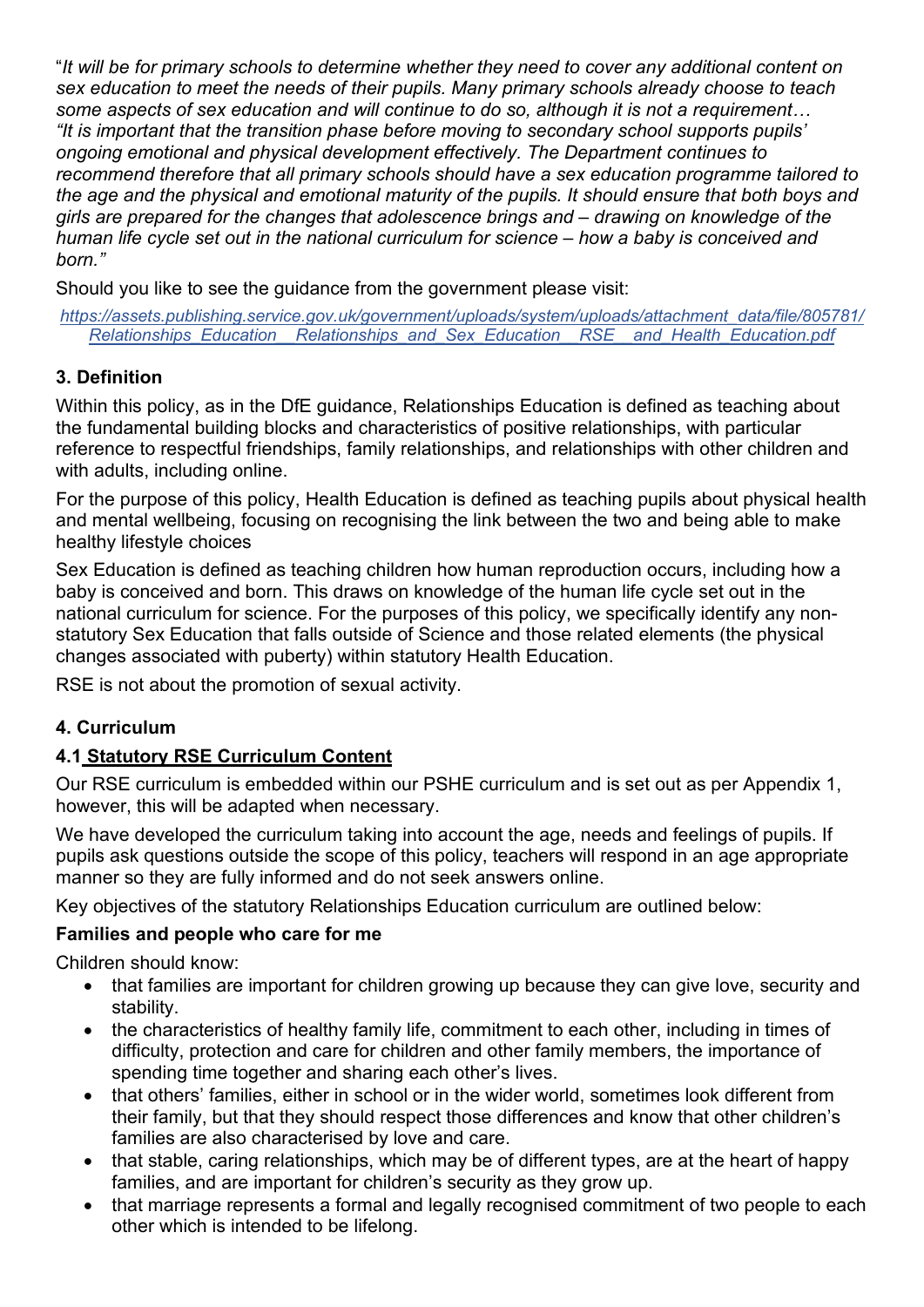"*It will be for primary schools to determine whether they need to cover any additional content on sex education to meet the needs of their pupils. Many primary schools already choose to teach some aspects of sex education and will continue to do so, although it is not a requirement… "It is important that the transition phase before moving to secondary school supports pupils' ongoing emotional and physical development effectively. The Department continues to recommend therefore that all primary schools should have a sex education programme tailored to the age and the physical and emotional maturity of the pupils. It should ensure that both boys and girls are prepared for the changes that adolescence brings and – drawing on knowledge of the human life cycle set out in the national curriculum for science – how a baby is conceived and born."*

Should you like to see the guidance from the government please visit:

*https://assets.publishing.service.gov.uk/government/uploads/system/uploads/attachment_data/file/805781/Relationships_Education__Relationships_and_Sex_Education__RSE__and_Health_Education.pdf*

### 3. Definition

Within this policy, as in the DfE guidance, Relationships Education is defined as teaching about the fundamental building blocks and characteristics of positive relationships, with particular reference to respectful friendships, family relationships, and relationships with other children and with adults, including online.

For the purpose of this policy, Health Education is defined as teaching pupils about physical health and mental wellbeing, focusing on recognising the link between the two and being able to make healthy lifestyle choices

Sex Education is defined as teaching children how human reproduction occurs, including how a baby is conceived and born. This draws on knowledge of the human life cycle set out in the national curriculum for science. For the purposes of this policy, we specifically identify any non-statutory Sex Education that falls outside of Science and those related elements (the physical changes associated with puberty) within statutory Health Education.

RSE is not about the promotion of sexual activity.

### 4. Curriculum

#### 4.1 Statutory RSE Curriculum Content

Our RSE curriculum is embedded within our PSHE curriculum and is set out as per Appendix 1, however, this will be adapted when necessary.

We have developed the curriculum taking into account the age, needs and feelings of pupils. If pupils ask questions outside the scope of this policy, teachers will respond in an age appropriate manner so they are fully informed and do not seek answers online.

Key objectives of the statutory Relationships Education curriculum are outlined below:

**Families and people who care for me**

Children should know:

- that families are important for children growing up because they can give love, security and stability.
- the characteristics of healthy family life, commitment to each other, including in times of difficulty, protection and care for children and other family members, the importance of spending time together and sharing each other's lives.
- that others' families, either in school or in the wider world, sometimes look different from their family, but that they should respect those differences and know that other children's families are also characterised by love and care.
- that stable, caring relationships, which may be of different types, are at the heart of happy families, and are important for children's security as they grow up.
- that marriage represents a formal and legally recognised commitment of two people to each other which is intended to be lifelong.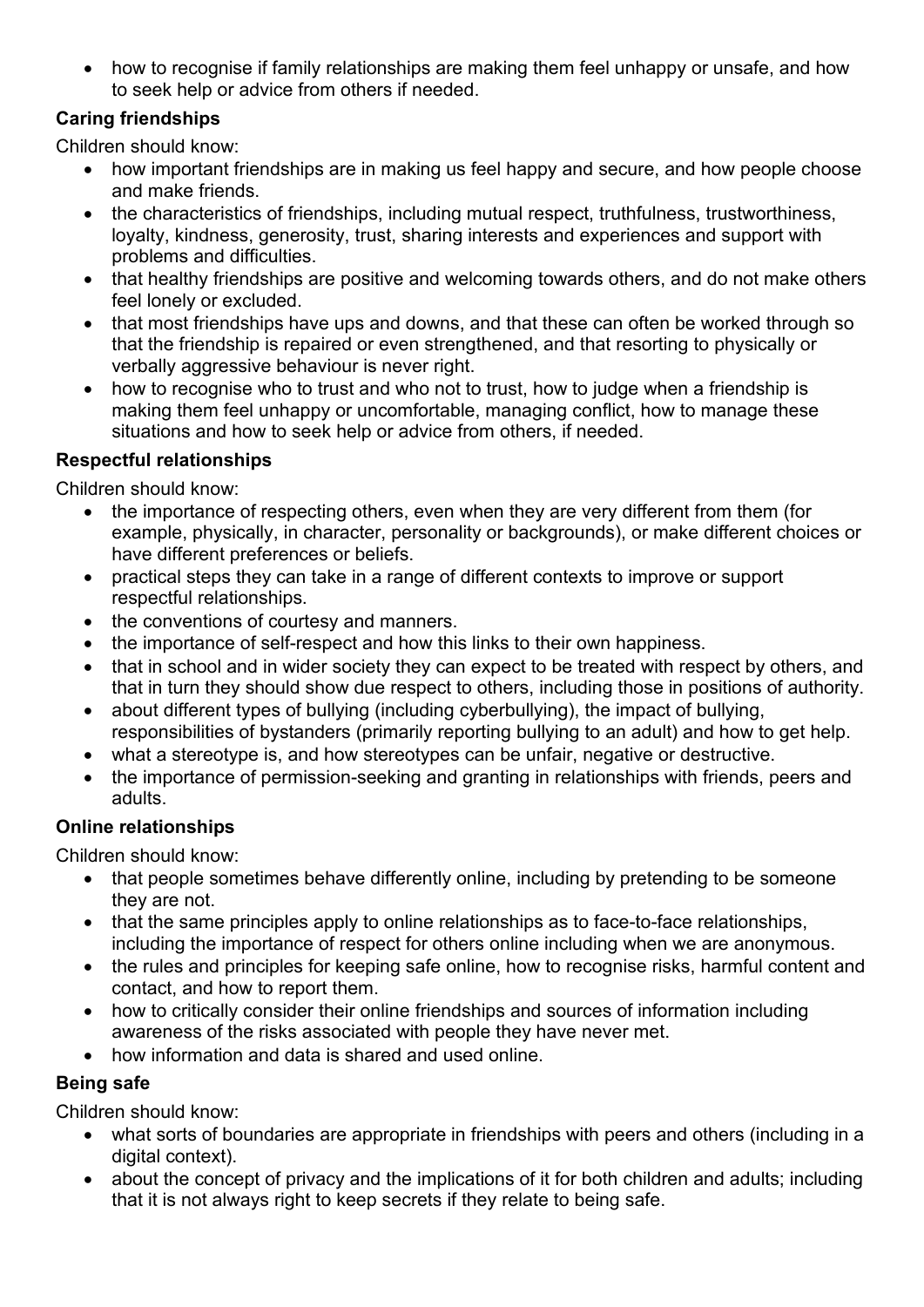- how to recognise if family relationships are making them feel unhappy or unsafe, and how to seek help or advice from others if needed.

**Caring friendships**

Children should know:

- how important friendships are in making us feel happy and secure, and how people choose and make friends.
- the characteristics of friendships, including mutual respect, truthfulness, trustworthiness, loyalty, kindness, generosity, trust, sharing interests and experiences and support with problems and difficulties.
- that healthy friendships are positive and welcoming towards others, and do not make others feel lonely or excluded.
- that most friendships have ups and downs, and that these can often be worked through so that the friendship is repaired or even strengthened, and that resorting to physically or verbally aggressive behaviour is never right.
- how to recognise who to trust and who not to trust, how to judge when a friendship is making them feel unhappy or uncomfortable, managing conflict, how to manage these situations and how to seek help or advice from others, if needed.

**Respectful relationships**

Children should know:

- the importance of respecting others, even when they are very different from them (for example, physically, in character, personality or backgrounds), or make different choices or have different preferences or beliefs.
- practical steps they can take in a range of different contexts to improve or support respectful relationships.
- the conventions of courtesy and manners.
- the importance of self-respect and how this links to their own happiness.
- that in school and in wider society they can expect to be treated with respect by others, and that in turn they should show due respect to others, including those in positions of authority.
- about different types of bullying (including cyberbullying), the impact of bullying, responsibilities of bystanders (primarily reporting bullying to an adult) and how to get help.
- what a stereotype is, and how stereotypes can be unfair, negative or destructive.
- the importance of permission-seeking and granting in relationships with friends, peers and adults.

**Online relationships**

Children should know:

- that people sometimes behave differently online, including by pretending to be someone they are not.
- that the same principles apply to online relationships as to face-to-face relationships, including the importance of respect for others online including when we are anonymous.
- the rules and principles for keeping safe online, how to recognise risks, harmful content and contact, and how to report them.
- how to critically consider their online friendships and sources of information including awareness of the risks associated with people they have never met.
- how information and data is shared and used online.

**Being safe**

Children should know:

- what sorts of boundaries are appropriate in friendships with peers and others (including in a digital context).
- about the concept of privacy and the implications of it for both children and adults; including that it is not always right to keep secrets if they relate to being safe.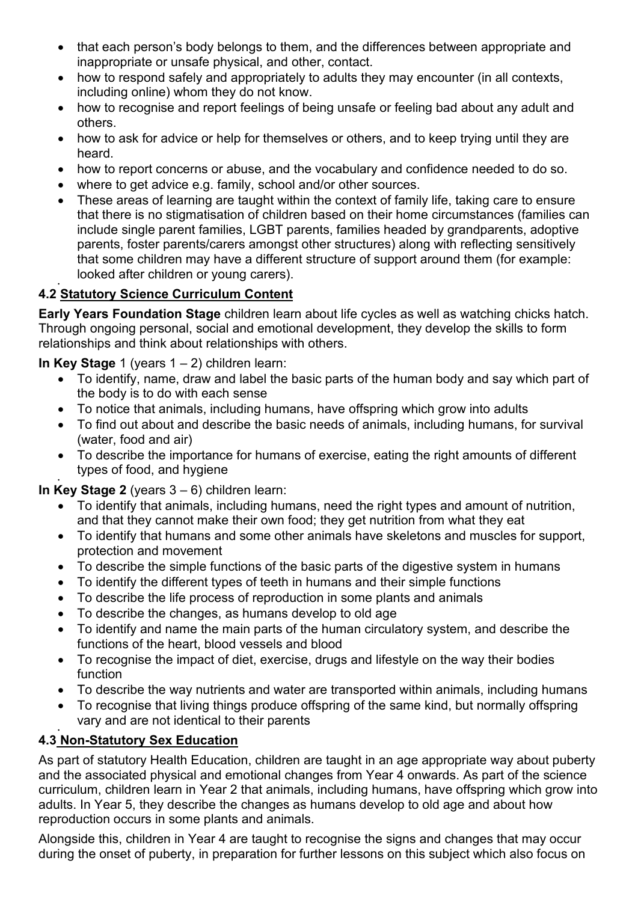- that each person's body belongs to them, and the differences between appropriate and inappropriate or unsafe physical, and other, contact.
- how to respond safely and appropriately to adults they may encounter (in all contexts, including online) whom they do not know.
- how to recognise and report feelings of being unsafe or feeling bad about any adult and others.
- how to ask for advice or help for themselves or others, and to keep trying until they are heard.
- how to report concerns or abuse, and the vocabulary and confidence needed to do so.
- where to get advice e.g. family, school and/or other sources.
- These areas of learning are taught within the context of family life, taking care to ensure that there is no stigmatisation of children based on their home circumstances (families can include single parent families, LGBT parents, families headed by grandparents, adoptive parents, foster parents/carers amongst other structures) along with reflecting sensitively that some children may have a different structure of support around them (for example: looked after children or young carers).

## 4.2 Statutory Science Curriculum Content

**Early Years Foundation Stage** children learn about life cycles as well as watching chicks hatch. Through ongoing personal, social and emotional development, they develop the skills to form relationships and think about relationships with others.

**In Key Stage** 1 (years 1 – 2) children learn:

- To identify, name, draw and label the basic parts of the human body and say which part of the body is to do with each sense
- To notice that animals, including humans, have offspring which grow into adults
- To find out about and describe the basic needs of animals, including humans, for survival (water, food and air)
- To describe the importance for humans of exercise, eating the right amounts of different types of food, and hygiene

**In Key Stage 2** (years 3 – 6) children learn:

- To identify that animals, including humans, need the right types and amount of nutrition, and that they cannot make their own food; they get nutrition from what they eat
- To identify that humans and some other animals have skeletons and muscles for support, protection and movement
- To describe the simple functions of the basic parts of the digestive system in humans
- To identify the different types of teeth in humans and their simple functions
- To describe the life process of reproduction in some plants and animals
- To describe the changes, as humans develop to old age
- To identify and name the main parts of the human circulatory system, and describe the functions of the heart, blood vessels and blood
- To recognise the impact of diet, exercise, drugs and lifestyle on the way their bodies function
- To describe the way nutrients and water are transported within animals, including humans
- To recognise that living things produce offspring of the same kind, but normally offspring vary and are not identical to their parents

## 4.3 Non-Statutory Sex Education

As part of statutory Health Education, children are taught in an age appropriate way about puberty and the associated physical and emotional changes from Year 4 onwards. As part of the science curriculum, children learn in Year 2 that animals, including humans, have offspring which grow into adults. In Year 5, they describe the changes as humans develop to old age and about how reproduction occurs in some plants and animals.

Alongside this, children in Year 4 are taught to recognise the signs and changes that may occur during the onset of puberty, in preparation for further lessons on this subject which also focus on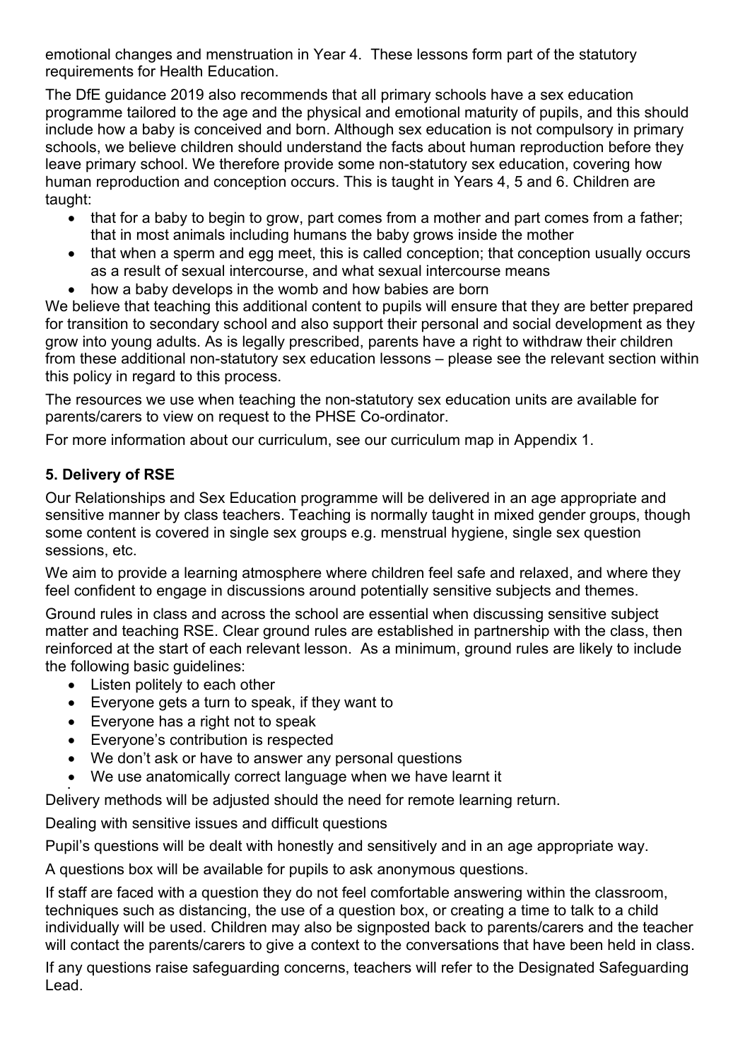emotional changes and menstruation in Year 4. These lessons form part of the statutory requirements for Health Education.

The DfE guidance 2019 also recommends that all primary schools have a sex education programme tailored to the age and the physical and emotional maturity of pupils, and this should include how a baby is conceived and born. Although sex education is not compulsory in primary schools, we believe children should understand the facts about human reproduction before they leave primary school. We therefore provide some non-statutory sex education, covering how human reproduction and conception occurs. This is taught in Years 4, 5 and 6. Children are taught:

- that for a baby to begin to grow, part comes from a mother and part comes from a father; that in most animals including humans the baby grows inside the mother
- that when a sperm and egg meet, this is called conception; that conception usually occurs as a result of sexual intercourse, and what sexual intercourse means
- how a baby develops in the womb and how babies are born

We believe that teaching this additional content to pupils will ensure that they are better prepared for transition to secondary school and also support their personal and social development as they grow into young adults. As is legally prescribed, parents have a right to withdraw their children from these additional non-statutory sex education lessons – please see the relevant section within this policy in regard to this process.

The resources we use when teaching the non-statutory sex education units are available for parents/carers to view on request to the PHSE Co-ordinator.

For more information about our curriculum, see our curriculum map in Appendix 1.

## 5. Delivery of RSE

Our Relationships and Sex Education programme will be delivered in an age appropriate and sensitive manner by class teachers. Teaching is normally taught in mixed gender groups, though some content is covered in single sex groups e.g. menstrual hygiene, single sex question sessions, etc.

We aim to provide a learning atmosphere where children feel safe and relaxed, and where they feel confident to engage in discussions around potentially sensitive subjects and themes.

Ground rules in class and across the school are essential when discussing sensitive subject matter and teaching RSE. Clear ground rules are established in partnership with the class, then reinforced at the start of each relevant lesson. As a minimum, ground rules are likely to include the following basic guidelines:

- Listen politely to each other
- Everyone gets a turn to speak, if they want to
- Everyone has a right not to speak
- Everyone's contribution is respected
- We don't ask or have to answer any personal questions
- We use anatomically correct language when we have learnt it

Delivery methods will be adjusted should the need for remote learning return.

Dealing with sensitive issues and difficult questions

Pupil's questions will be dealt with honestly and sensitively and in an age appropriate way.

A questions box will be available for pupils to ask anonymous questions.

If staff are faced with a question they do not feel comfortable answering within the classroom, techniques such as distancing, the use of a question box, or creating a time to talk to a child individually will be used. Children may also be signposted back to parents/carers and the teacher will contact the parents/carers to give a context to the conversations that have been held in class.

If any questions raise safeguarding concerns, teachers will refer to the Designated Safeguarding Lead.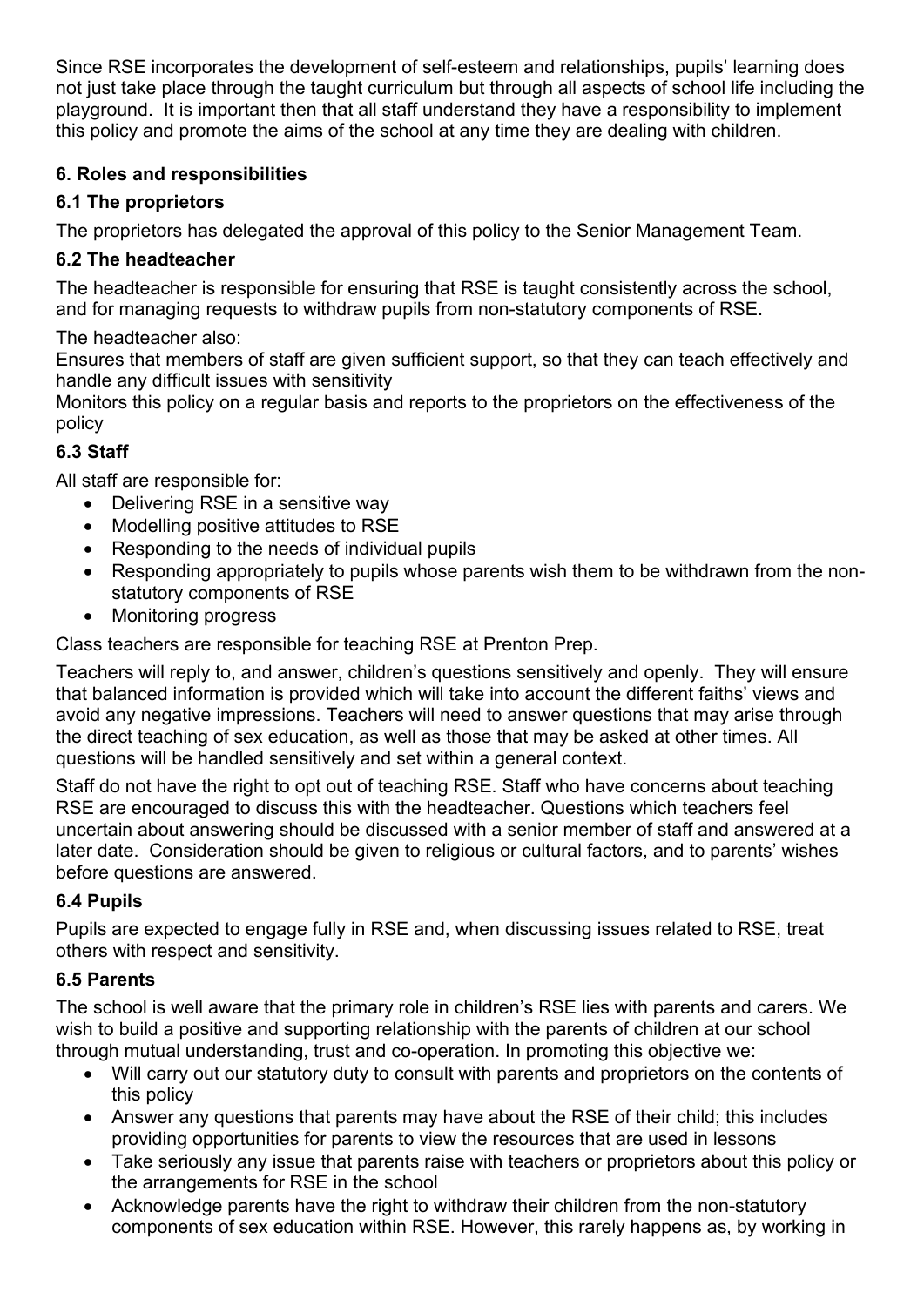Since RSE incorporates the development of self-esteem and relationships, pupils' learning does not just take place through the taught curriculum but through all aspects of school life including the playground. It is important then that all staff understand they have a responsibility to implement this policy and promote the aims of the school at any time they are dealing with children.

### 6. Roles and responsibilities

#### 6.1 The proprietors

The proprietors has delegated the approval of this policy to the Senior Management Team.

#### 6.2 The headteacher

The headteacher is responsible for ensuring that RSE is taught consistently across the school, and for managing requests to withdraw pupils from non-statutory components of RSE.

The headteacher also:

Ensures that members of staff are given sufficient support, so that they can teach effectively and handle any difficult issues with sensitivity

Monitors this policy on a regular basis and reports to the proprietors on the effectiveness of the policy

#### 6.3 Staff

All staff are responsible for:

- Delivering RSE in a sensitive way
- Modelling positive attitudes to RSE
- Responding to the needs of individual pupils
- Responding appropriately to pupils whose parents wish them to be withdrawn from the non-statutory components of RSE
- Monitoring progress

Class teachers are responsible for teaching RSE at Prenton Prep.

Teachers will reply to, and answer, children's questions sensitively and openly. They will ensure that balanced information is provided which will take into account the different faiths' views and avoid any negative impressions. Teachers will need to answer questions that may arise through the direct teaching of sex education, as well as those that may be asked at other times. All questions will be handled sensitively and set within a general context.

Staff do not have the right to opt out of teaching RSE. Staff who have concerns about teaching RSE are encouraged to discuss this with the headteacher. Questions which teachers feel uncertain about answering should be discussed with a senior member of staff and answered at a later date. Consideration should be given to religious or cultural factors, and to parents' wishes before questions are answered.

#### 6.4 Pupils

Pupils are expected to engage fully in RSE and, when discussing issues related to RSE, treat others with respect and sensitivity.

#### 6.5 Parents

The school is well aware that the primary role in children's RSE lies with parents and carers. We wish to build a positive and supporting relationship with the parents of children at our school through mutual understanding, trust and co-operation. In promoting this objective we:

- Will carry out our statutory duty to consult with parents and proprietors on the contents of this policy
- Answer any questions that parents may have about the RSE of their child; this includes providing opportunities for parents to view the resources that are used in lessons
- Take seriously any issue that parents raise with teachers or proprietors about this policy or the arrangements for RSE in the school
- Acknowledge parents have the right to withdraw their children from the non-statutory components of sex education within RSE. However, this rarely happens as, by working in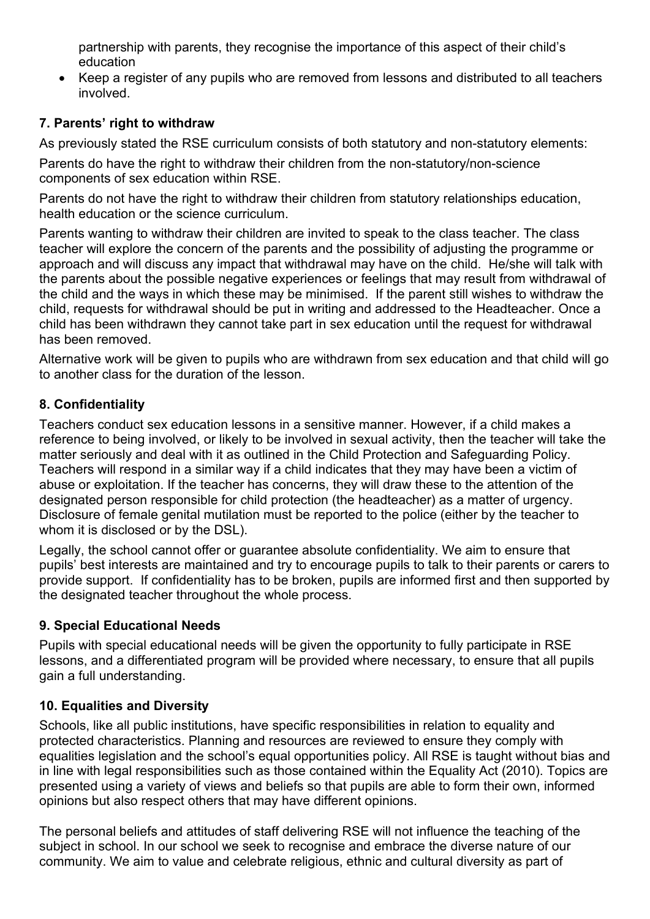partnership with parents, they recognise the importance of this aspect of their child's education

- Keep a register of any pupils who are removed from lessons and distributed to all teachers involved.

### 7. Parents' right to withdraw

As previously stated the RSE curriculum consists of both statutory and non-statutory elements:

Parents do have the right to withdraw their children from the non-statutory/non-science components of sex education within RSE.

Parents do not have the right to withdraw their children from statutory relationships education, health education or the science curriculum.

Parents wanting to withdraw their children are invited to speak to the class teacher. The class teacher will explore the concern of the parents and the possibility of adjusting the programme or approach and will discuss any impact that withdrawal may have on the child. He/she will talk with the parents about the possible negative experiences or feelings that may result from withdrawal of the child and the ways in which these may be minimised. If the parent still wishes to withdraw the child, requests for withdrawal should be put in writing and addressed to the Headteacher. Once a child has been withdrawn they cannot take part in sex education until the request for withdrawal has been removed.

Alternative work will be given to pupils who are withdrawn from sex education and that child will go to another class for the duration of the lesson.

### 8. Confidentiality

Teachers conduct sex education lessons in a sensitive manner. However, if a child makes a reference to being involved, or likely to be involved in sexual activity, then the teacher will take the matter seriously and deal with it as outlined in the Child Protection and Safeguarding Policy. Teachers will respond in a similar way if a child indicates that they may have been a victim of abuse or exploitation. If the teacher has concerns, they will draw these to the attention of the designated person responsible for child protection (the headteacher) as a matter of urgency. Disclosure of female genital mutilation must be reported to the police (either by the teacher to whom it is disclosed or by the DSL).

Legally, the school cannot offer or guarantee absolute confidentiality. We aim to ensure that pupils' best interests are maintained and try to encourage pupils to talk to their parents or carers to provide support. If confidentiality has to be broken, pupils are informed first and then supported by the designated teacher throughout the whole process.

### 9. Special Educational Needs

Pupils with special educational needs will be given the opportunity to fully participate in RSE lessons, and a differentiated program will be provided where necessary, to ensure that all pupils gain a full understanding.

### 10. Equalities and Diversity

Schools, like all public institutions, have specific responsibilities in relation to equality and protected characteristics. Planning and resources are reviewed to ensure they comply with equalities legislation and the school's equal opportunities policy. All RSE is taught without bias and in line with legal responsibilities such as those contained within the Equality Act (2010). Topics are presented using a variety of views and beliefs so that pupils are able to form their own, informed opinions but also respect others that may have different opinions.

The personal beliefs and attitudes of staff delivering RSE will not influence the teaching of the subject in school. In our school we seek to recognise and embrace the diverse nature of our community. We aim to value and celebrate religious, ethnic and cultural diversity as part of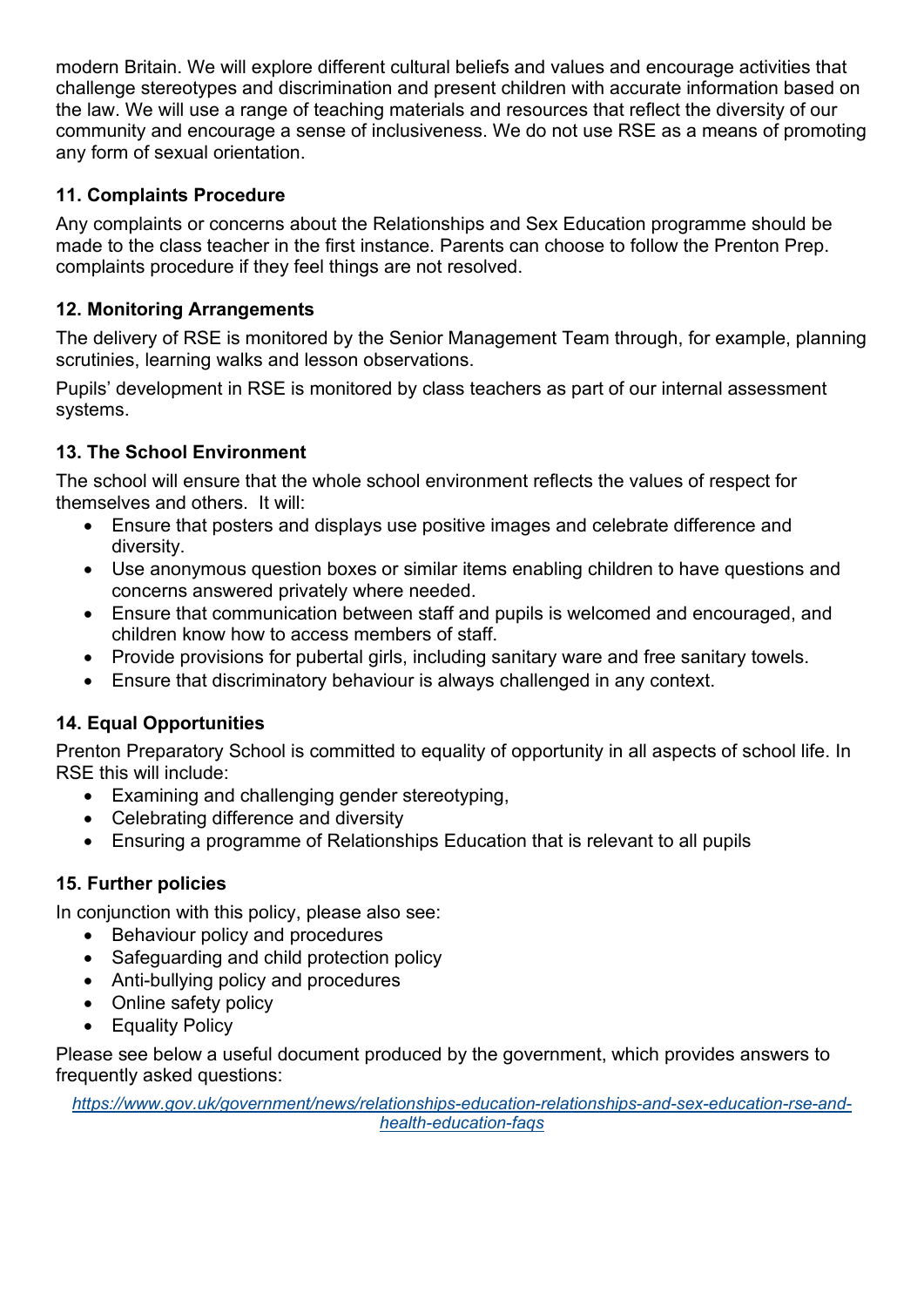modern Britain. We will explore different cultural beliefs and values and encourage activities that challenge stereotypes and discrimination and present children with accurate information based on the law. We will use a range of teaching materials and resources that reflect the diversity of our community and encourage a sense of inclusiveness. We do not use RSE as a means of promoting any form of sexual orientation.

### 11. Complaints Procedure

Any complaints or concerns about the Relationships and Sex Education programme should be made to the class teacher in the first instance. Parents can choose to follow the Prenton Prep. complaints procedure if they feel things are not resolved.

### 12. Monitoring Arrangements

The delivery of RSE is monitored by the Senior Management Team through, for example, planning scrutinies, learning walks and lesson observations.

Pupils' development in RSE is monitored by class teachers as part of our internal assessment systems.

### 13. The School Environment

The school will ensure that the whole school environment reflects the values of respect for themselves and others. It will:

- Ensure that posters and displays use positive images and celebrate difference and diversity.
- Use anonymous question boxes or similar items enabling children to have questions and concerns answered privately where needed.
- Ensure that communication between staff and pupils is welcomed and encouraged, and children know how to access members of staff.
- Provide provisions for pubertal girls, including sanitary ware and free sanitary towels.
- Ensure that discriminatory behaviour is always challenged in any context.

### 14. Equal Opportunities

Prenton Preparatory School is committed to equality of opportunity in all aspects of school life. In RSE this will include:

- Examining and challenging gender stereotyping,
- Celebrating difference and diversity
- Ensuring a programme of Relationships Education that is relevant to all pupils

### 15. Further policies

In conjunction with this policy, please also see:

- Behaviour policy and procedures
- Safeguarding and child protection policy
- Anti-bullying policy and procedures
- Online safety policy
- Equality Policy

Please see below a useful document produced by the government, which provides answers to frequently asked questions:

*https://www.gov.uk/government/news/relationships-education-relationships-and-sex-education-rse-and-health-education-faqs*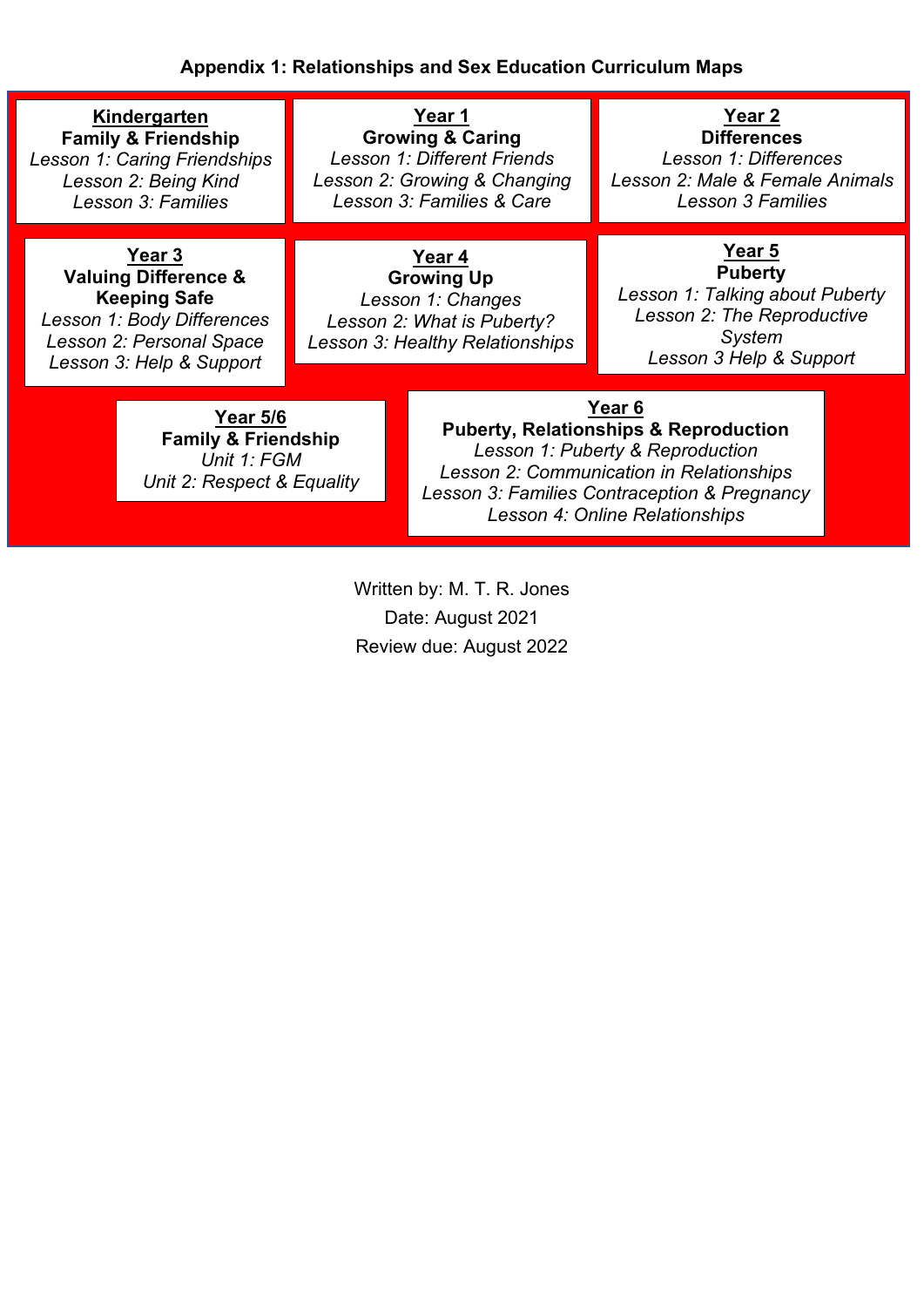**Appendix 1: Relationships and Sex Education Curriculum Maps**

**Kindergarten**
**Family & Friendship**
*Lesson 1: Caring Friendships*
*Lesson 2: Being Kind*
*Lesson 3: Families*

**Year 1**
**Growing & Caring**
*Lesson 1: Different Friends*
*Lesson 2: Growing & Changing*
*Lesson 3: Families & Care*

**Year 2**
**Differences**
*Lesson 1: Differences*
*Lesson 2: Male & Female Animals*
*Lesson 3 Families*

**Year 3**
**Valuing Difference & Keeping Safe**
*Lesson 1: Body Differences*
*Lesson 2: Personal Space*
*Lesson 3: Help & Support*

**Year 4**
**Growing Up**
*Lesson 1: Changes*
*Lesson 2: What is Puberty?*
*Lesson 3: Healthy Relationships*

**Year 5**
**Puberty**
*Lesson 1: Talking about Puberty*
*Lesson 2: The Reproductive System*
*Lesson 3 Help & Support*

**Year 5/6**
**Family & Friendship**
*Unit 1: FGM*
*Unit 2: Respect & Equality*

**Year 6**
**Puberty, Relationships & Reproduction**
*Lesson 1: Puberty & Reproduction*
*Lesson 2: Communication in Relationships*
*Lesson 3: Families Contraception & Pregnancy*
*Lesson 4: Online Relationships*

Written by: M. T. R. Jones
Date: August 2021
Review due: August 2022